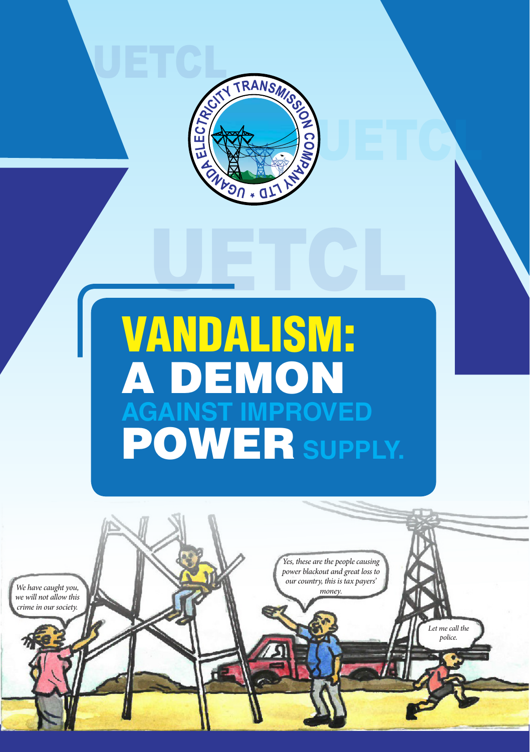UETCL

UGANDA ELECTRICITY TRANSMISSION COMPANY LTD

# VANDALISM: A DEMON AGAINST IMPROVED POWER SUPPLY.

*We have caught you, we will not allow this crime in our society.*

*Yes, these are the people causing power blackout and great loss to our country, this is tax payers' money.*

*Let me call the police.*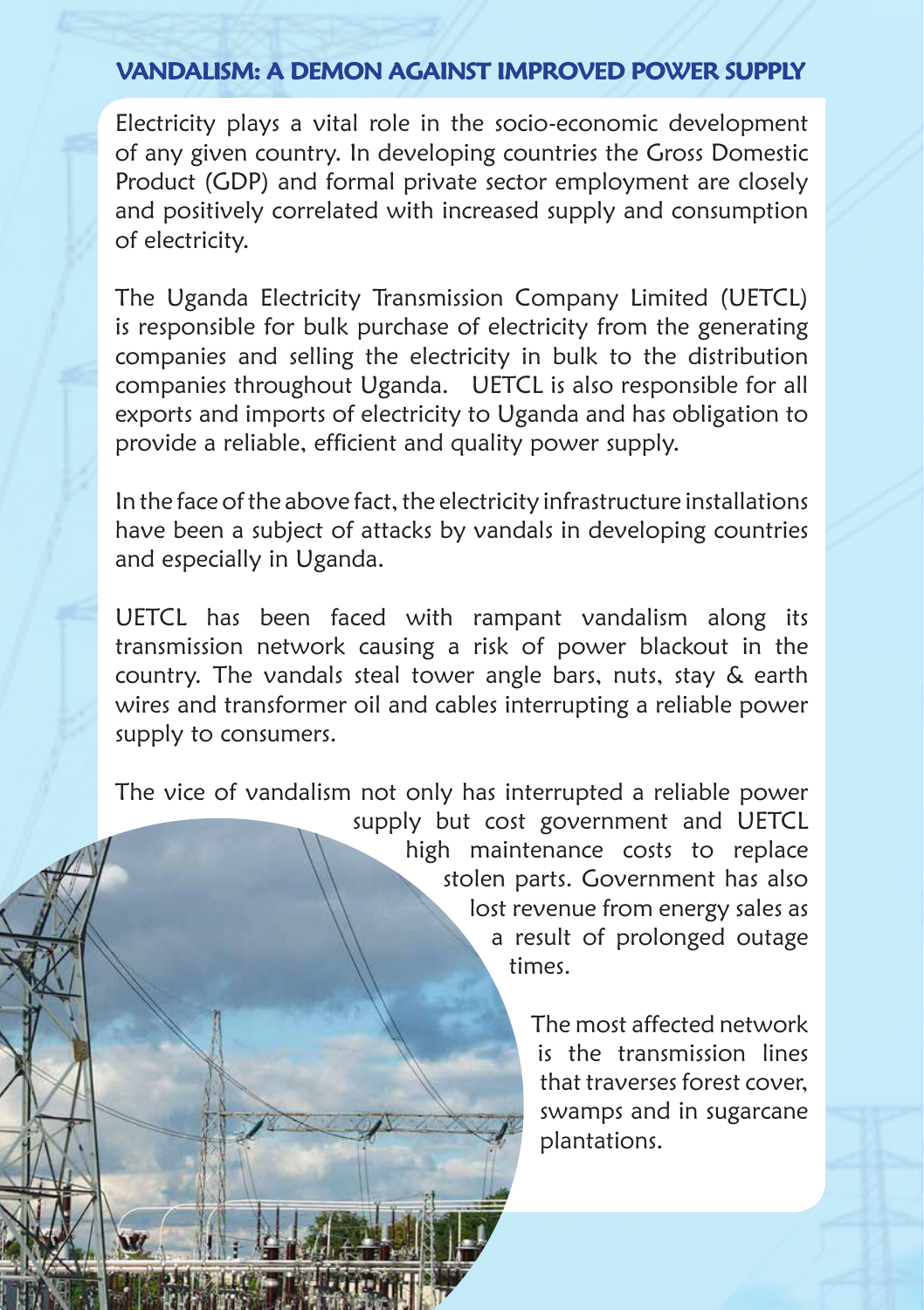## VANDALISM: A DEMON AGAINST IMPROVED POWER SUPPLY

Electricity plays a vital role in the socio-economic development of any given country. In developing countries the Gross Domestic Product (GDP) and formal private sector employment are closely and positively correlated with increased supply and consumption of electricity.

The Uganda Electricity Transmission Company Limited (UETCL) is responsible for bulk purchase of electricity from the generating companies and selling the electricity in bulk to the distribution companies throughout Uganda. UETCL is also responsible for all exports and imports of electricity to Uganda and has obligation to provide a reliable, efficient and quality power supply.

In the face of the above fact, the electricity infrastructure installations have been a subject of attacks by vandals in developing countries and especially in Uganda.

UETCL has been faced with rampant vandalism along its transmission network causing a risk of power blackout in the country. The vandals steal tower angle bars, nuts, stay & earth wires and transformer oil and cables interrupting a reliable power supply to consumers.

The vice of vandalism not only has interrupted a reliable power supply but cost government and UETCL high maintenance costs to replace stolen parts. Government has also lost revenue from energy sales as a result of prolonged outage times.

The most affected network is the transmission lines that traverses forest cover, swamps and in sugarcane plantations.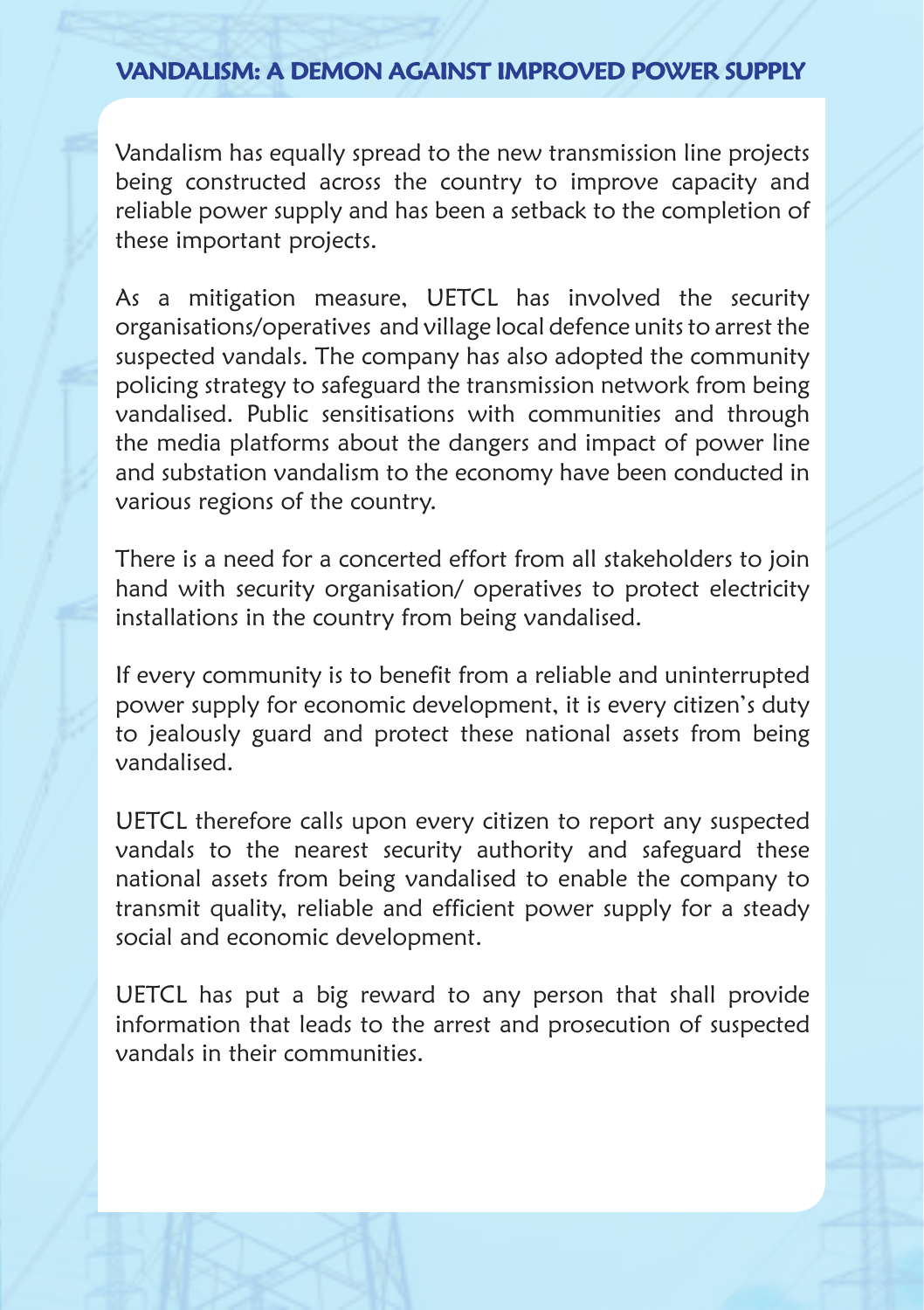## VANDALISM: A DEMON AGAINST IMPROVED POWER SUPPLY

Vandalism has equally spread to the new transmission line projects being constructed across the country to improve capacity and reliable power supply and has been a setback to the completion of these important projects.

As a mitigation measure, UETCL has involved the security organisations/operatives and village local defence units to arrest the suspected vandals. The company has also adopted the community policing strategy to safeguard the transmission network from being vandalised. Public sensitisations with communities and through the media platforms about the dangers and impact of power line and substation vandalism to the economy have been conducted in various regions of the country.

There is a need for a concerted effort from all stakeholders to join hand with security organisation/ operatives to protect electricity installations in the country from being vandalised.

If every community is to benefit from a reliable and uninterrupted power supply for economic development, it is every citizen's duty to jealously guard and protect these national assets from being vandalised.

UETCL therefore calls upon every citizen to report any suspected vandals to the nearest security authority and safeguard these national assets from being vandalised to enable the company to transmit quality, reliable and efficient power supply for a steady social and economic development.

UETCL has put a big reward to any person that shall provide information that leads to the arrest and prosecution of suspected vandals in their communities.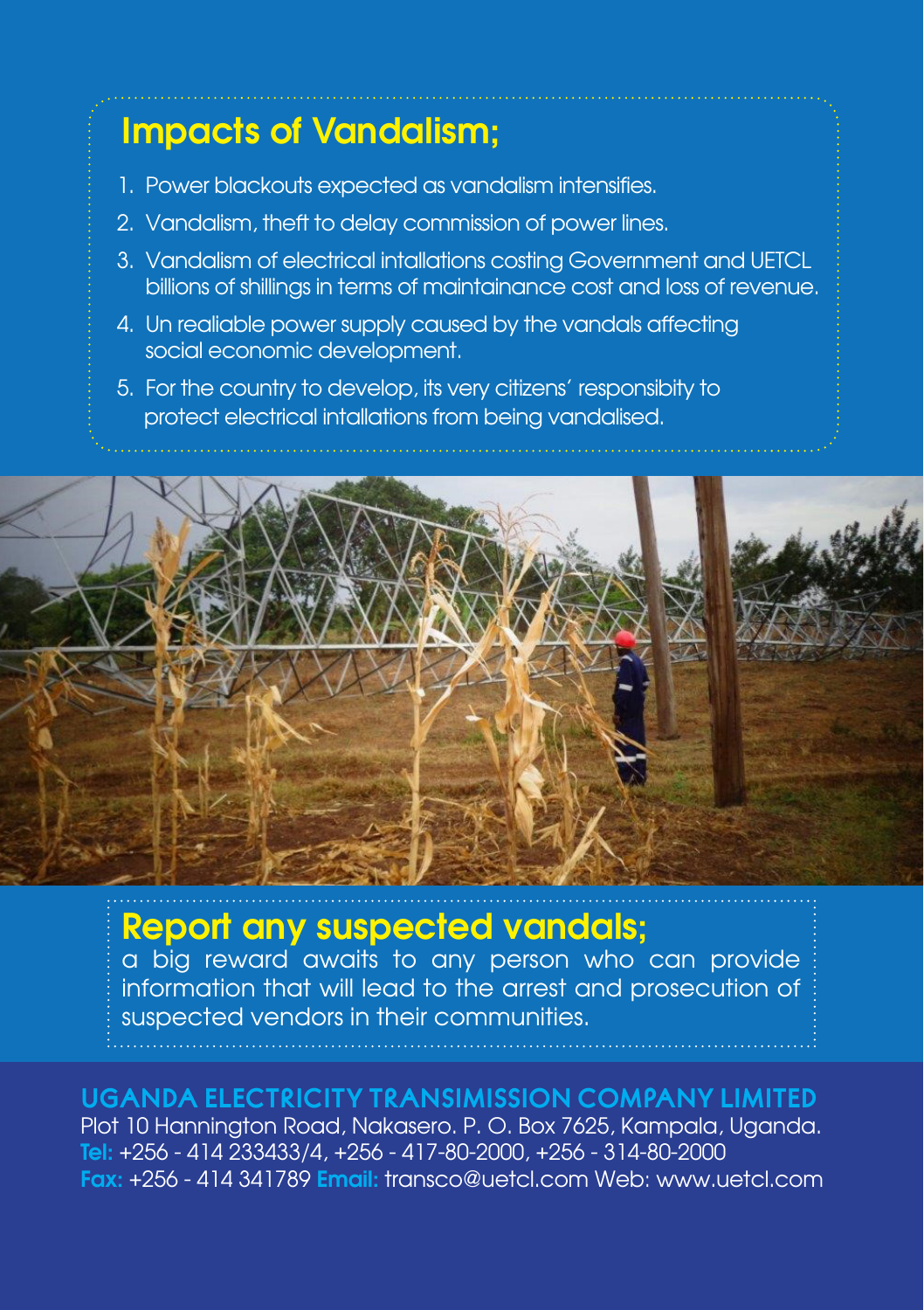## Impacts of Vandalism;

1. Power blackouts expected as vandalism intensifies.
2. Vandalism, theft to delay commission of power lines.
3. Vandalism of electrical intallations costing Government and UETCL billions of shillings in terms of maintainance cost and loss of revenue.
4. Un realiable power supply caused by the vandals affecting social economic development.
5. For the country to develop, its very citizens' responsibity to protect electrical intallations from being vandalised.

## Report any suspected vandals;

a big reward awaits to any person who can provide information that will lead to the arrest and prosecution of suspected vendors in their communities.

**UGANDA ELECTRICITY TRANSIMISSION COMPANY LIMITED**
Plot 10 Hannington Road, Nakasero. P. O. Box 7625, Kampala, Uganda.
**Tel:** +256 - 414 233433/4, +256 - 417-80-2000, +256 - 314-80-2000
**Fax:** +256 - 414 341789 **Email:** transco@uetcl.com Web: www.uetcl.com